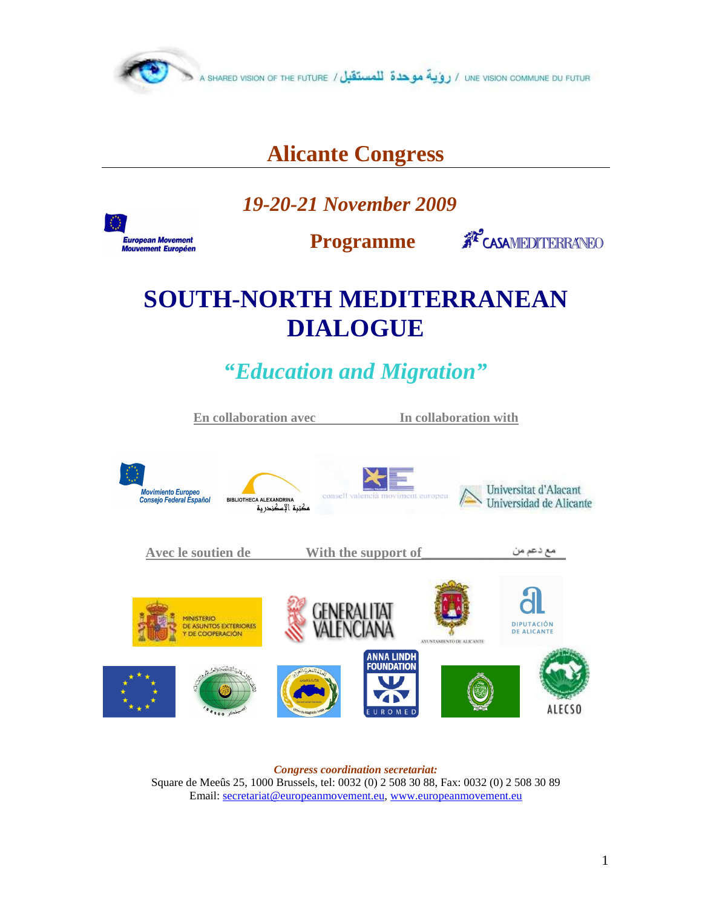A SHARED VISION OF THE FUTURE / رؤية موحدة للمستقبل / UNE VISION COMMUNE DU FUTUR

# Alicante Congress

*19-20-21 November 2009*

European Movement
Mouvement Européen

**Programme**

CASAMEDITERRÁNEO

# SOUTH-NORTH MEDITERRANEAN DIALOGUE

## *"Education and Migration"*

En collaboration avec                In collaboration with

Movimiento Europeo Consejo Federal Español — BIBLIOTHECA ALEXANDRINA مكتبة الإسكندرية — consell valencià moviment europeu — Universitat d'Alacant Universidad de Alicante

Avec le soutien de          With the support of          مع دعم من

MINISTERIO DE ASUNTOS EXTERIORES Y DE COOPERACIÓN — GENERALITAT VALENCIANA — AYUNTAMIENTO DE ALICANTE — DIPUTACIÓN DE ALICANTE

ISESCO — ANNA LINDH FOUNDATION EUROMED — ALECSO

*Congress coordination secretariat:*
Square de Meeûs 25, 1000 Brussels, tel: 0032 (0) 2 508 30 88, Fax: 0032 (0) 2 508 30 89
Email: secretariat@europeanmovement.eu, www.europeanmovement.eu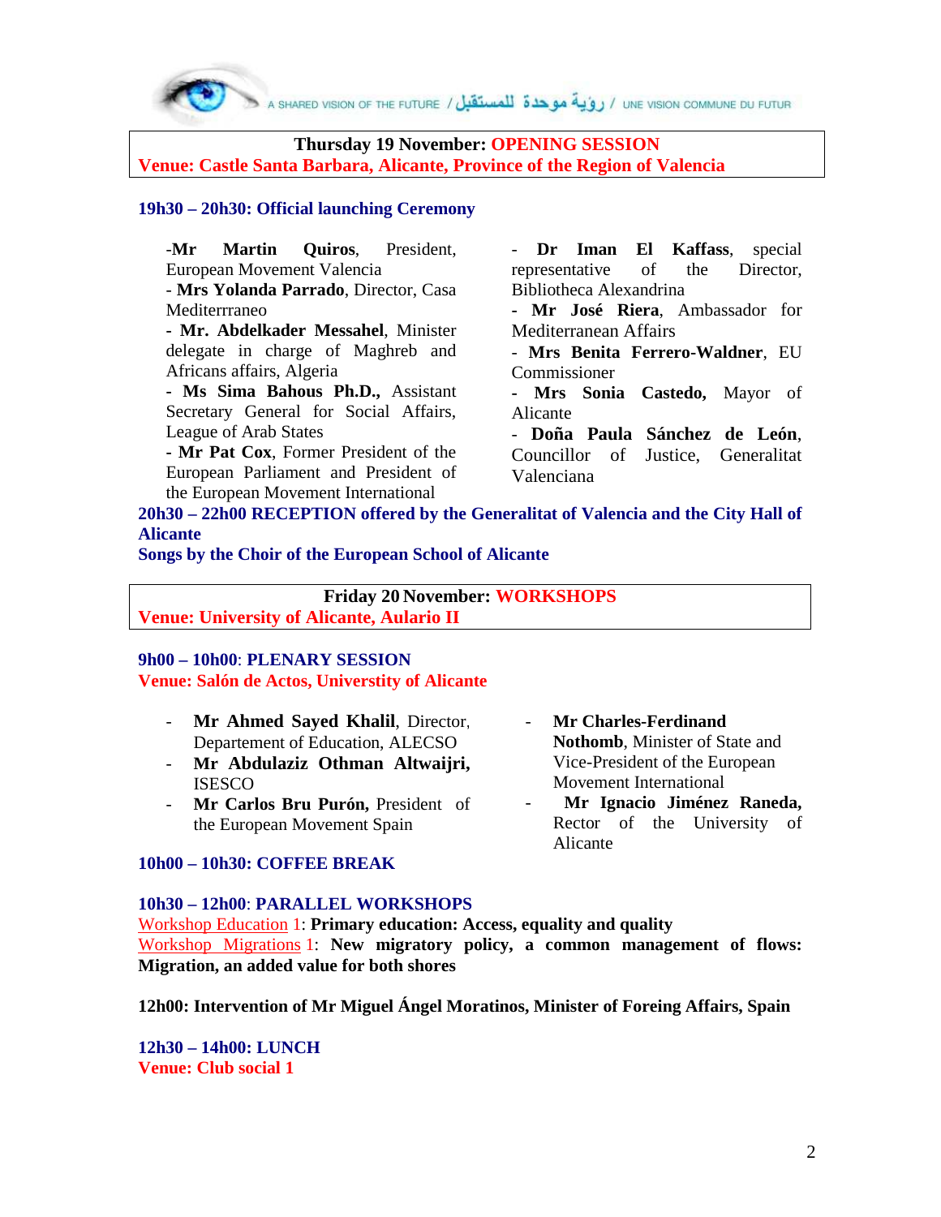**Thursday 19 November: OPENING SESSION**
**Venue: Castle Santa Barbara, Alicante, Province of the Region of Valencia**

**19h30 – 20h30: Official launching Ceremony**

-**Mr Martin Quiros**, President, European Movement Valencia
- **Mrs Yolanda Parrado**, Director, Casa Mediterrraneo
- **Mr. Abdelkader Messahel**, Minister delegate in charge of Maghreb and Africans affairs, Algeria
- **Ms Sima Bahous Ph.D.,** Assistant Secretary General for Social Affairs, League of Arab States
- **Mr Pat Cox**, Former President of the European Parliament and President of the European Movement International
- **Dr Iman El Kaffass**, special representative of the Director, Bibliotheca Alexandrina
- **Mr José Riera**, Ambassador for Mediterranean Affairs
- **Mrs Benita Ferrero-Waldner**, EU Commissioner
- **Mrs Sonia Castedo,** Mayor of Alicante
- **Doña Paula Sánchez de León**, Councillor of Justice, Generalitat Valenciana

**20h30 – 22h00 RECEPTION offered by the Generalitat of Valencia and the City Hall of Alicante**
**Songs by the Choir of the European School of Alicante**

**Friday 20 November: WORKSHOPS**
**Venue: University of Alicante, Aulario II**

**9h00 – 10h00: PLENARY SESSION**
**Venue: Salón de Actos, Universtity of Alicante**

- **Mr Ahmed Sayed Khalil**, Director, Departement of Education, ALECSO
- **Mr Abdulaziz Othman Altwaijri,** ISESCO
- **Mr Carlos Bru Purón,** President of the European Movement Spain
- **Mr Charles-Ferdinand Nothomb**, Minister of State and Vice-President of the European Movement International
- **Mr Ignacio Jiménez Raneda,** Rector of the University of Alicante

**10h00 – 10h30: COFFEE BREAK**

**10h30 – 12h00: PARALLEL WORKSHOPS**
Workshop Education 1: **Primary education: Access, equality and quality**
Workshop Migrations 1: **New migratory policy, a common management of flows: Migration, an added value for both shores**

**12h00: Intervention of Mr Miguel Ángel Moratinos, Minister of Foreing Affairs, Spain**

**12h30 – 14h00: LUNCH**
**Venue: Club social 1**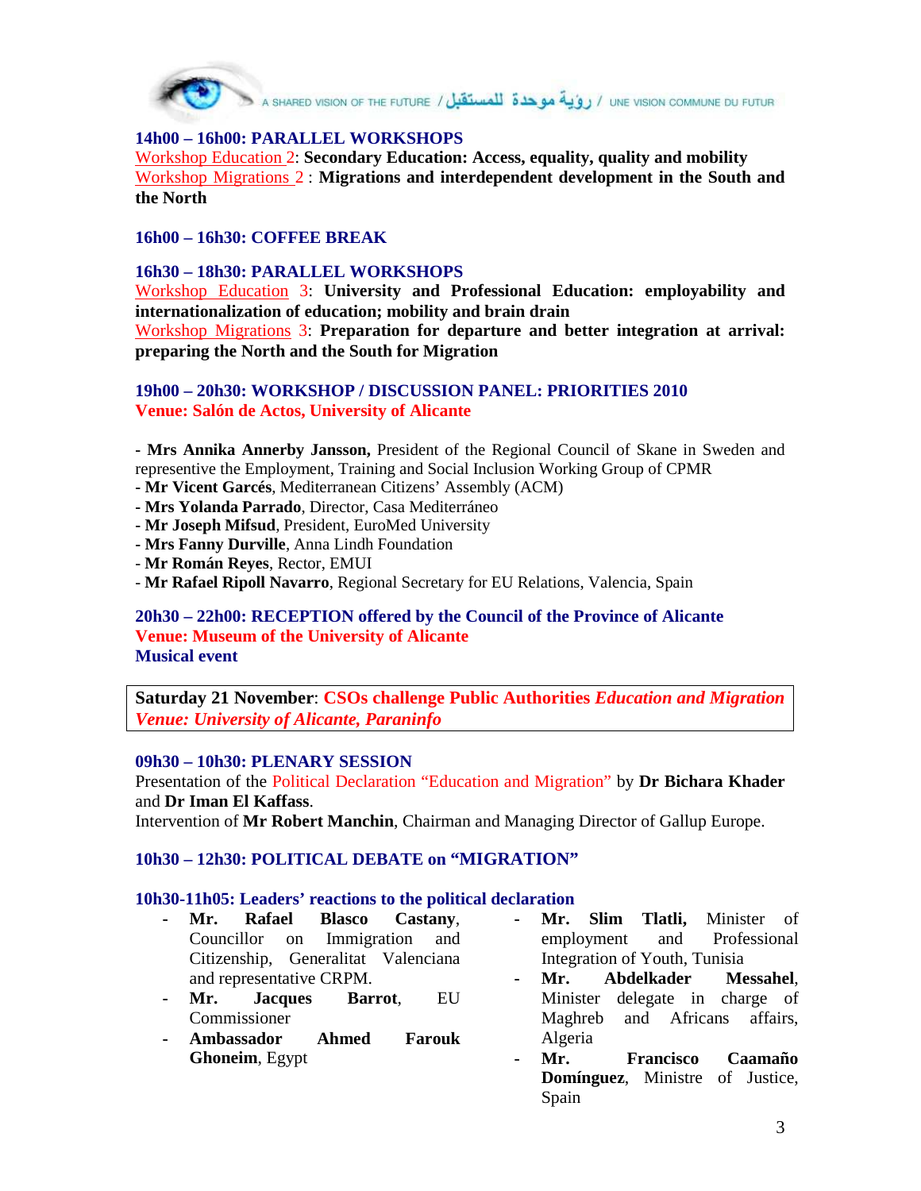**14h00 – 16h00: PARALLEL WORKSHOPS**

Workshop Education 2: **Secondary Education: Access, equality, quality and mobility**

Workshop Migrations 2 : **Migrations and interdependent development in the South and the North**

**16h00 – 16h30: COFFEE BREAK**

**16h30 – 18h30: PARALLEL WORKSHOPS**

Workshop Education 3: **University and Professional Education: employability and internationalization of education; mobility and brain drain**

Workshop Migrations 3: **Preparation for departure and better integration at arrival: preparing the North and the South for Migration**

**19h00 – 20h30: WORKSHOP / DISCUSSION PANEL: PRIORITIES 2010**

**Venue: Salón de Actos, University of Alicante**

- **Mrs Annika Annerby Jansson,** President of the Regional Council of Skane in Sweden and representive the Employment, Training and Social Inclusion Working Group of CPMR
- **Mr Vicent Garcés**, Mediterranean Citizens' Assembly (ACM)
- **Mrs Yolanda Parrado**, Director, Casa Mediterráneo
- **Mr Joseph Mifsud**, President, EuroMed University
- **Mrs Fanny Durville**, Anna Lindh Foundation
- **Mr Román Reyes**, Rector, EMUI
- **Mr Rafael Ripoll Navarro**, Regional Secretary for EU Relations, Valencia, Spain

**20h30 – 22h00: RECEPTION offered by the Council of the Province of Alicante**

**Venue: Museum of the University of Alicante**

**Musical event**

**Saturday 21 November**: **CSOs challenge Public Authorities *Education and Migration***
***Venue: University of Alicante, Paraninfo***

**09h30 – 10h30: PLENARY SESSION**

Presentation of the Political Declaration "Education and Migration" by **Dr Bichara Khader** and **Dr Iman El Kaffass**.

Intervention of **Mr Robert Manchin**, Chairman and Managing Director of Gallup Europe.

**10h30 – 12h30: POLITICAL DEBATE on "MIGRATION"**

**10h30-11h05: Leaders' reactions to the political declaration**

- **Mr. Rafael Blasco Castany**, Councillor on Immigration and Citizenship, Generalitat Valenciana and representative CRPM.
- **Mr. Jacques Barrot**, EU Commissioner
- **Ambassador Ahmed Farouk Ghoneim**, Egypt
- **Mr. Slim Tlatli,** Minister of employment and Professional Integration of Youth, Tunisia
- **Mr. Abdelkader Messahel**, Minister delegate in charge of Maghreb and Africans affairs, Algeria
- **Mr. Francisco Caamaño Domínguez**, Ministre of Justice, Spain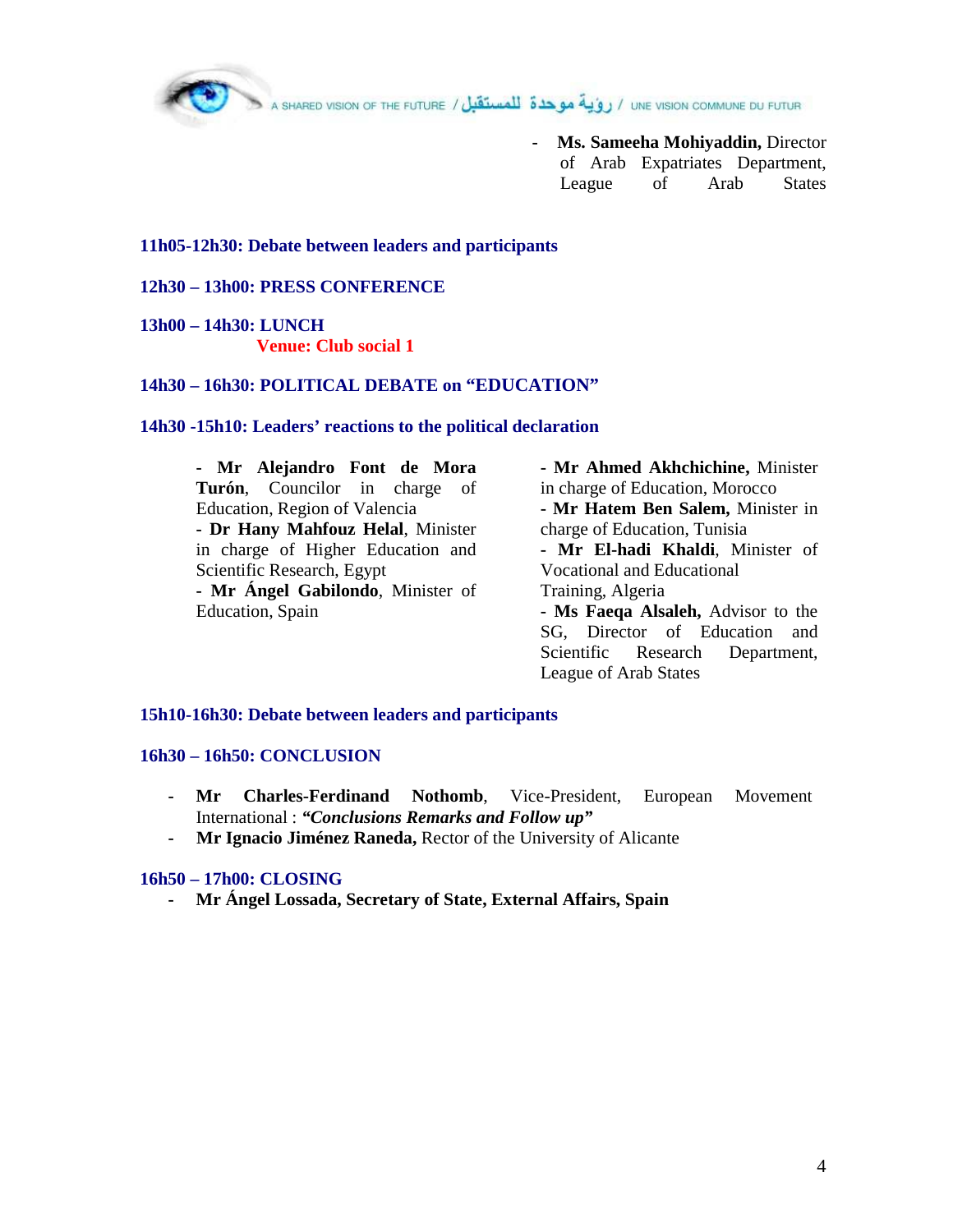- **Ms. Sameeha Mohiyaddin,** Director of Arab Expatriates Department, League of Arab States

**11h05-12h30: Debate between leaders and participants**

**12h30 – 13h00: PRESS CONFERENCE**

**13h00 – 14h30: LUNCH**

**Venue: Club social 1**

**14h30 – 16h30: POLITICAL DEBATE on "EDUCATION"**

**14h30 -15h10: Leaders' reactions to the political declaration**

- **Mr Alejandro Font de Mora Turón**, Councilor in charge of Education, Region of Valencia
- **Dr Hany Mahfouz Helal**, Minister in charge of Higher Education and Scientific Research, Egypt
- **Mr Ángel Gabilondo**, Minister of Education, Spain
- **Mr Ahmed Akhchichine,** Minister in charge of Education, Morocco
- **Mr Hatem Ben Salem,** Minister in charge of Education, Tunisia
- **Mr El-hadi Khaldi**, Minister of Vocational and Educational Training, Algeria
- **Ms Faeqa Alsaleh,** Advisor to the SG, Director of Education and Scientific Research Department, League of Arab States

**15h10-16h30: Debate between leaders and participants**

**16h30 – 16h50: CONCLUSION**

- **Mr Charles-Ferdinand Nothomb**, Vice-President, European Movement International : ***"Conclusions Remarks and Follow up"***
- **Mr Ignacio Jiménez Raneda,** Rector of the University of Alicante

**16h50 – 17h00: CLOSING**

- **Mr Ángel Lossada, Secretary of State, External Affairs, Spain**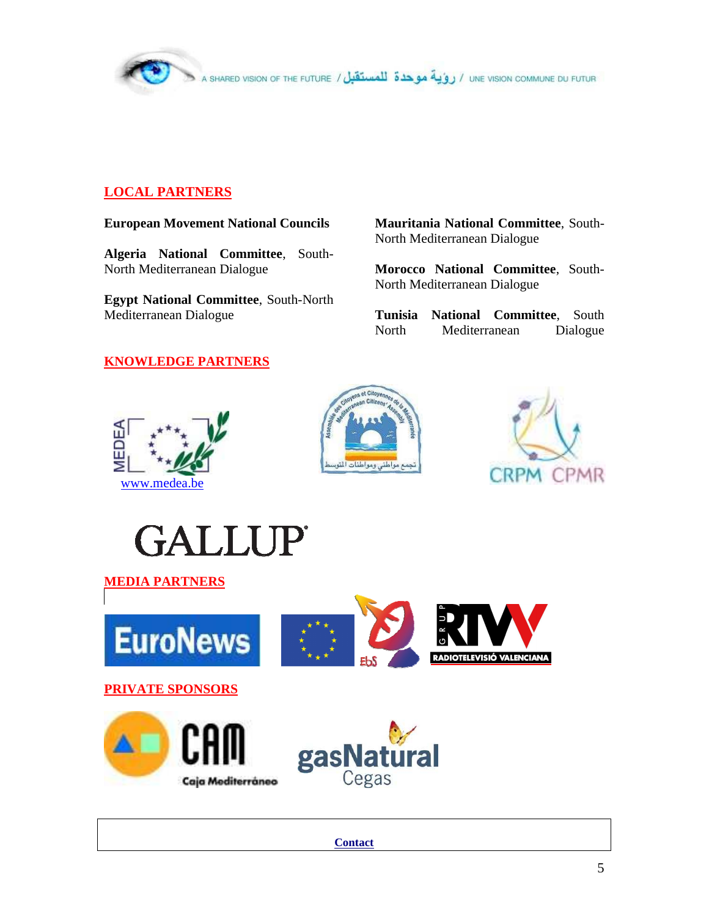## LOCAL PARTNERS

**European Movement National Councils**

**Algeria National Committee**, South-North Mediterranean Dialogue

**Egypt National Committee**, South-North Mediterranean Dialogue

**Mauritania National Committee**, South-North Mediterranean Dialogue

**Morocco National Committee**, South-North Mediterranean Dialogue

**Tunisia National Committee**, South North Mediterranean Dialogue

## KNOWLEDGE PARTNERS

MEDEA

www.medea.be

Assemblée des Citoyens et Citoyennes de la Méditerranée / Mediterranean Citizens' Assembly / تجمع مواطني ومواطنات المتوسط

CRPM CPMR

GALLUP

## MEDIA PARTNERS

EuroNews

EbS

GRUP RTVV RADIOTELEVISIÓ VALENCIANA

## PRIVATE SPONSORS

CAM Caja Mediterráneo

gasNatural Cegas

Contact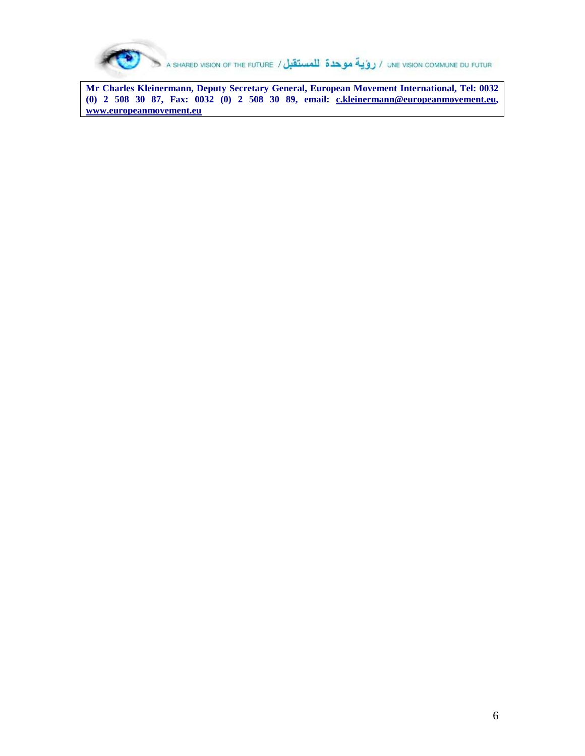**Mr Charles Kleinermann, Deputy Secretary General, European Movement International, Tel: 0032 (0) 2 508 30 87, Fax: 0032 (0) 2 508 30 89, email: c.kleinermann@europeanmovement.eu, www.europeanmovement.eu**